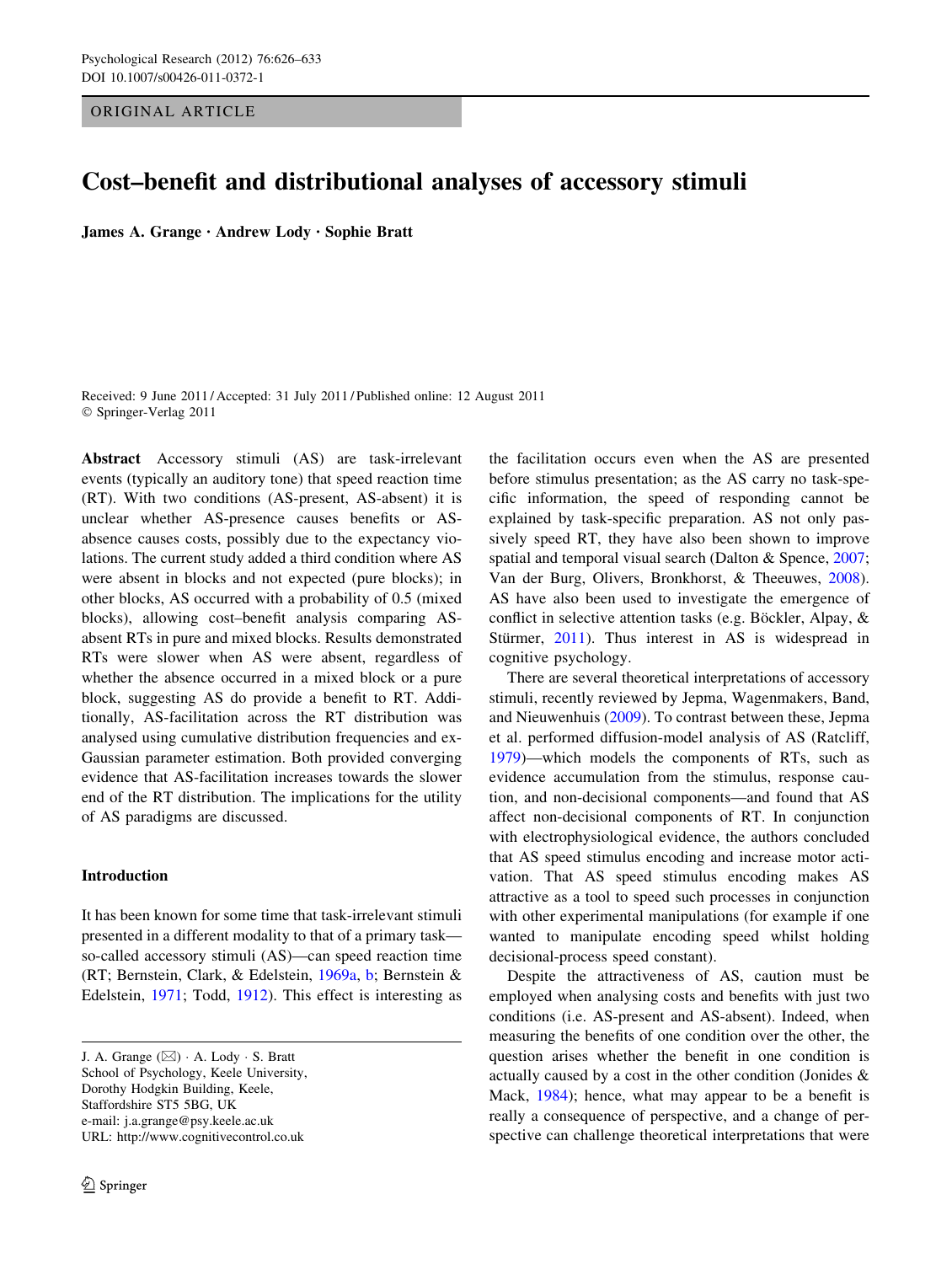ORIGINAL ARTICLE

# Cost–benefit and distributional analyses of accessory stimuli

**James A. Grange · Andrew Lody · Sophie Bratt**

Received: 9 June 2011 / Accepted: 31 July 2011 / Published online: 12 August 2011
© Springer-Verlag 2011

**Abstract** Accessory stimuli (AS) are task-irrelevant events (typically an auditory tone) that speed reaction time (RT). With two conditions (AS-present, AS-absent) it is unclear whether AS-presence causes benefits or AS-absence causes costs, possibly due to the expectancy violations. The current study added a third condition where AS were absent in blocks and not expected (pure blocks); in other blocks, AS occurred with a probability of 0.5 (mixed blocks), allowing cost–benefit analysis comparing AS-absent RTs in pure and mixed blocks. Results demonstrated RTs were slower when AS were absent, regardless of whether the absence occurred in a mixed block or a pure block, suggesting AS do provide a benefit to RT. Additionally, AS-facilitation across the RT distribution was analysed using cumulative distribution frequencies and ex-Gaussian parameter estimation. Both provided converging evidence that AS-facilitation increases towards the slower end of the RT distribution. The implications for the utility of AS paradigms are discussed.

## Introduction

It has been known for some time that task-irrelevant stimuli presented in a different modality to that of a primary task—so-called accessory stimuli (AS)—can speed reaction time (RT; Bernstein, Clark, & Edelstein, 1969a, b; Bernstein & Edelstein, 1971; Todd, 1912). This effect is interesting as the facilitation occurs even when the AS are presented before stimulus presentation; as the AS carry no task-specific information, the speed of responding cannot be explained by task-specific preparation. AS not only passively speed RT, they have also been shown to improve spatial and temporal visual search (Dalton & Spence, 2007; Van der Burg, Olivers, Bronkhorst, & Theeuwes, 2008). AS have also been used to investigate the emergence of conflict in selective attention tasks (e.g. Böckler, Alpay, & Stürmer, 2011). Thus interest in AS is widespread in cognitive psychology.

There are several theoretical interpretations of accessory stimuli, recently reviewed by Jepma, Wagenmakers, Band, and Nieuwenhuis (2009). To contrast between these, Jepma et al. performed diffusion-model analysis of AS (Ratcliff, 1979)—which models the components of RTs, such as evidence accumulation from the stimulus, response caution, and non-decisional components—and found that AS affect non-decisional components of RT. In conjunction with electrophysiological evidence, the authors concluded that AS speed stimulus encoding and increase motor activation. That AS speed stimulus encoding makes AS attractive as a tool to speed such processes in conjunction with other experimental manipulations (for example if one wanted to manipulate encoding speed whilst holding decisional-process speed constant).

Despite the attractiveness of AS, caution must be employed when analysing costs and benefits with just two conditions (i.e. AS-present and AS-absent). Indeed, when measuring the benefits of one condition over the other, the question arises whether the benefit in one condition is actually caused by a cost in the other condition (Jonides & Mack, 1984); hence, what may appear to be a benefit is really a consequence of perspective, and a change of perspective can challenge theoretical interpretations that were

J. A. Grange (✉) · A. Lody · S. Bratt
School of Psychology, Keele University,
Dorothy Hodgkin Building, Keele,
Staffordshire ST5 5BG, UK
e-mail: j.a.grange@psy.keele.ac.uk
URL: http://www.cognitivecontrol.co.uk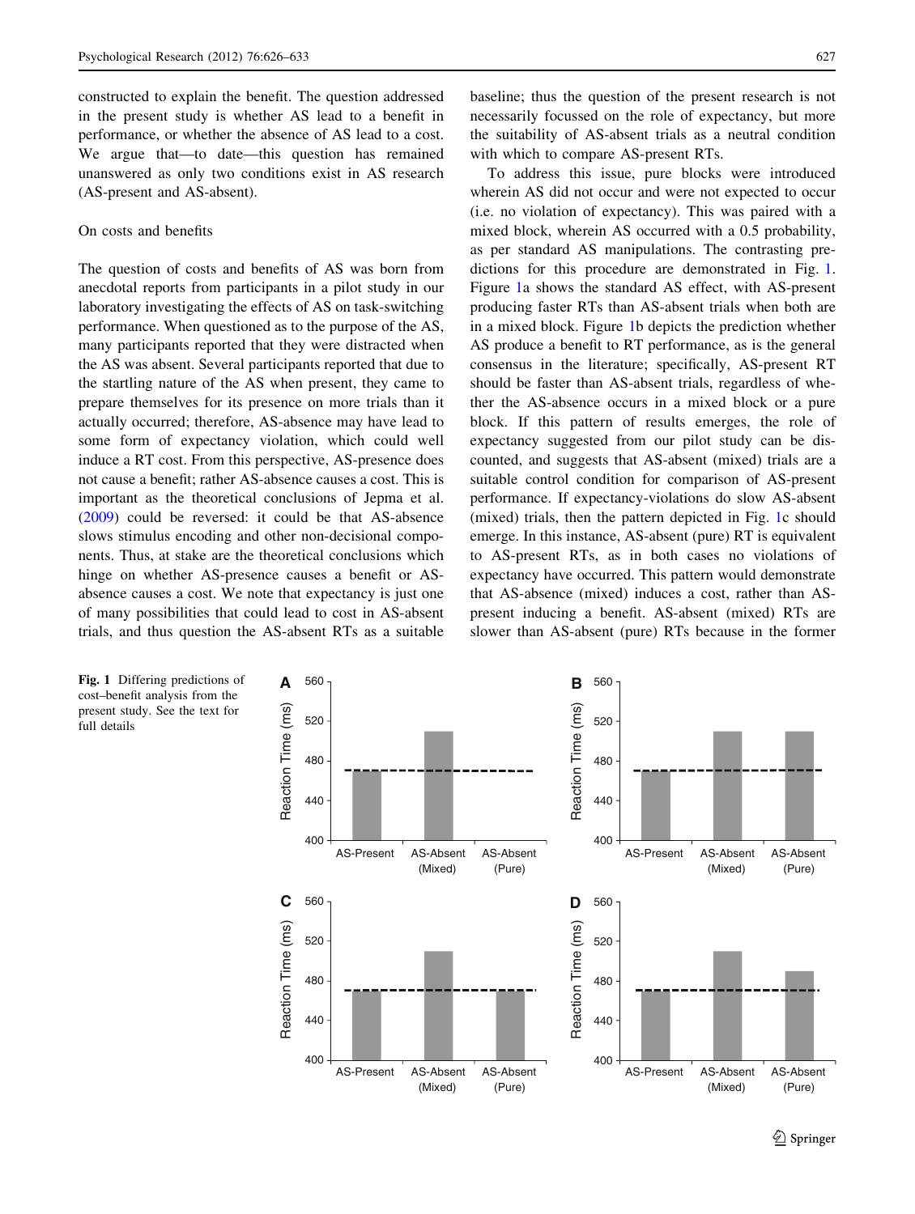constructed to explain the benefit. The question addressed in the present study is whether AS lead to a benefit in performance, or whether the absence of AS lead to a cost. We argue that—to date—this question has remained unanswered as only two conditions exist in AS research (AS-present and AS-absent).

## On costs and benefits

The question of costs and benefits of AS was born from anecdotal reports from participants in a pilot study in our laboratory investigating the effects of AS on task-switching performance. When questioned as to the purpose of the AS, many participants reported that they were distracted when the AS was absent. Several participants reported that due to the startling nature of the AS when present, they came to prepare themselves for its presence on more trials than it actually occurred; therefore, AS-absence may have lead to some form of expectancy violation, which could well induce a RT cost. From this perspective, AS-presence does not cause a benefit; rather AS-absence causes a cost. This is important as the theoretical conclusions of Jepma et al. (2009) could be reversed: it could be that AS-absence slows stimulus encoding and other non-decisional components. Thus, at stake are the theoretical conclusions which hinge on whether AS-presence causes a benefit or AS-absence causes a cost. We note that expectancy is just one of many possibilities that could lead to cost in AS-absent trials, and thus question the AS-absent RTs as a suitable baseline; thus the question of the present research is not necessarily focussed on the role of expectancy, but more the suitability of AS-absent trials as a neutral condition with which to compare AS-present RTs.

To address this issue, pure blocks were introduced wherein AS did not occur and were not expected to occur (i.e. no violation of expectancy). This was paired with a mixed block, wherein AS occurred with a 0.5 probability, as per standard AS manipulations. The contrasting predictions for this procedure are demonstrated in Fig. 1. Figure 1a shows the standard AS effect, with AS-present producing faster RTs than AS-absent trials when both are in a mixed block. Figure 1b depicts the prediction whether AS produce a benefit to RT performance, as is the general consensus in the literature; specifically, AS-present RT should be faster than AS-absent trials, regardless of whether the AS-absence occurs in a mixed block or a pure block. If this pattern of results emerges, the role of expectancy suggested from our pilot study can be discounted, and suggests that AS-absent (mixed) trials are a suitable control condition for comparison of AS-present performance. If expectancy-violations do slow AS-absent (mixed) trials, then the pattern depicted in Fig. 1c should emerge. In this instance, AS-absent (pure) RT is equivalent to AS-present RTs, as in both cases no violations of expectancy have occurred. This pattern would demonstrate that AS-absent (mixed) induces a cost, rather than AS-present inducing a benefit. AS-absent (mixed) RTs are slower than AS-absent (pure) RTs because in the former

A
Reaction Time (ms)
560
520
480
440
400
AS-Present
AS-Absent (Mixed)
AS-Absent (Pure)

B
Reaction Time (ms)
560
520
480
440
400
AS-Present
AS-Absent (Mixed)
AS-Absent (Pure)

C
Reaction Time (ms)
560
520
480
440
400
AS-Present
AS-Absent (Mixed)
AS-Absent (Pure)

D
Reaction Time (ms)
560
520
480
440
400
AS-Present
AS-Absent (Mixed)
AS-Absent (Pure)

**Fig. 1** Differing predictions of cost–benefit analysis from the present study. See the text for full details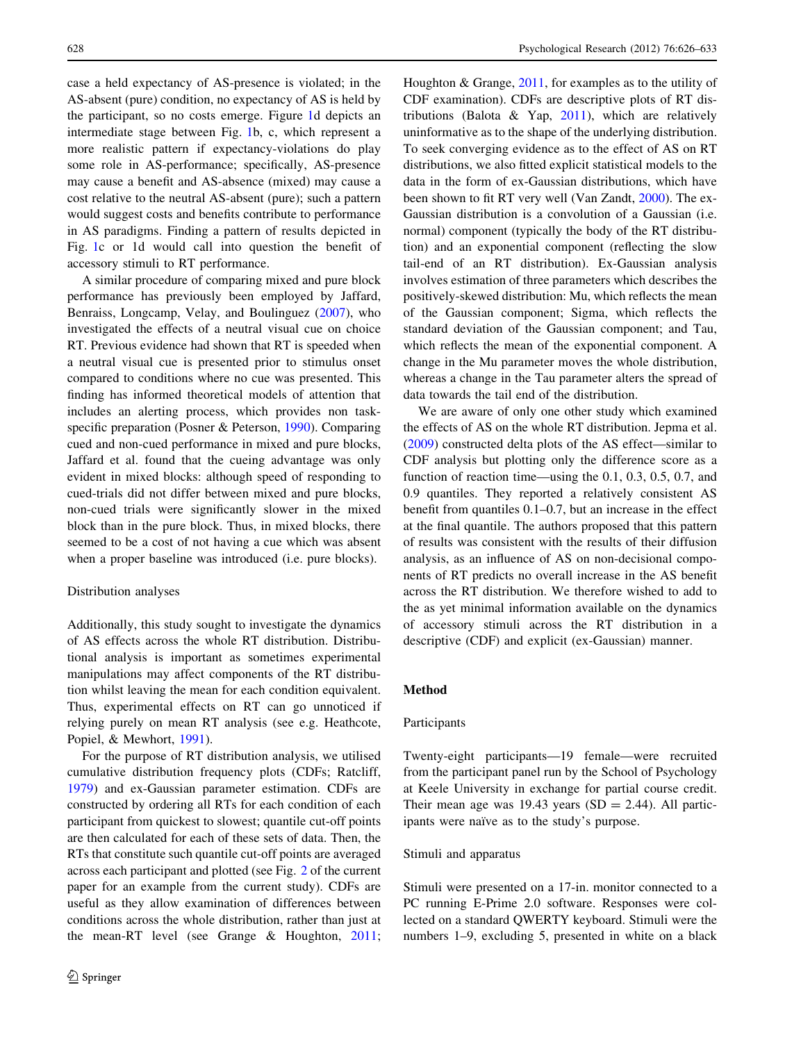case a held expectancy of AS-presence is violated; in the AS-absent (pure) condition, no expectancy of AS is held by the participant, so no costs emerge. Figure 1d depicts an intermediate stage between Fig. 1b, c, which represent a more realistic pattern if expectancy-violations do play some role in AS-performance; specifically, AS-presence may cause a benefit and AS-absence (mixed) may cause a cost relative to the neutral AS-absent (pure); such a pattern would suggest costs and benefits contribute to performance in AS paradigms. Finding a pattern of results depicted in Fig. 1c or 1d would call into question the benefit of accessory stimuli to RT performance.

A similar procedure of comparing mixed and pure block performance has previously been employed by Jaffard, Benraiss, Longcamp, Velay, and Boulinguez (2007), who investigated the effects of a neutral visual cue on choice RT. Previous evidence had shown that RT is speeded when a neutral visual cue is presented prior to stimulus onset compared to conditions where no cue was presented. This finding has informed theoretical models of attention that includes an alerting process, which provides non task-specific preparation (Posner & Peterson, 1990). Comparing cued and non-cued performance in mixed and pure blocks, Jaffard et al. found that the cueing advantage was only evident in mixed blocks: although speed of responding to cued-trials did not differ between mixed and pure blocks, non-cued trials were significantly slower in the mixed block than in the pure block. Thus, in mixed blocks, there seemed to be a cost of not having a cue which was absent when a proper baseline was introduced (i.e. pure blocks).

### Distribution analyses

Additionally, this study sought to investigate the dynamics of AS effects across the whole RT distribution. Distributional analysis is important as sometimes experimental manipulations may affect components of the RT distribution whilst leaving the mean for each condition equivalent. Thus, experimental effects on RT can go unnoticed if relying purely on mean RT analysis (see e.g. Heathcote, Popiel, & Mewhort, 1991).

For the purpose of RT distribution analysis, we utilised cumulative distribution frequency plots (CDFs; Ratcliff, 1979) and ex-Gaussian parameter estimation. CDFs are constructed by ordering all RTs for each condition of each participant from quickest to slowest; quantile cut-off points are then calculated for each of these sets of data. Then, the RTs that constitute such quantile cut-off points are averaged across each participant and plotted (see Fig. 2 of the current paper for an example from the current study). CDFs are useful as they allow examination of differences between conditions across the whole distribution, rather than just at the mean-RT level (see Grange & Houghton, 2011; Houghton & Grange, 2011, for examples as to the utility of CDF examination). CDFs are descriptive plots of RT distributions (Balota & Yap, 2011), which are relatively uninformative as to the shape of the underlying distribution. To seek converging evidence as to the effect of AS on RT distributions, we also fitted explicit statistical models to the data in the form of ex-Gaussian distributions, which have been shown to fit RT very well (Van Zandt, 2000). The ex-Gaussian distribution is a convolution of a Gaussian (i.e. normal) component (typically the body of the RT distribution) and an exponential component (reflecting the slow tail-end of an RT distribution). Ex-Gaussian analysis involves estimation of three parameters which describes the positively-skewed distribution: Mu, which reflects the mean of the Gaussian component; Sigma, which reflects the standard deviation of the Gaussian component; and Tau, which reflects the mean of the exponential component. A change in the Mu parameter moves the whole distribution, whereas a change in the Tau parameter alters the spread of data towards the tail end of the distribution.

We are aware of only one other study which examined the effects of AS on the whole RT distribution. Jepma et al. (2009) constructed delta plots of the AS effect—similar to CDF analysis but plotting only the difference score as a function of reaction time—using the 0.1, 0.3, 0.5, 0.7, and 0.9 quantiles. They reported a relatively consistent AS benefit from quantiles 0.1–0.7, but an increase in the effect at the final quantile. The authors proposed that this pattern of results was consistent with the results of their diffusion analysis, as an influence of AS on non-decisional components of RT predicts no overall increase in the AS benefit across the RT distribution. We therefore wished to add to the as yet minimal information available on the dynamics of accessory stimuli across the RT distribution in a descriptive (CDF) and explicit (ex-Gaussian) manner.

## Method

### Participants

Twenty-eight participants—19 female—were recruited from the participant panel run by the School of Psychology at Keele University in exchange for partial course credit. Their mean age was 19.43 years (SD = 2.44). All participants were naïve as to the study's purpose.

### Stimuli and apparatus

Stimuli were presented on a 17-in. monitor connected to a PC running E-Prime 2.0 software. Responses were collected on a standard QWERTY keyboard. Stimuli were the numbers 1–9, excluding 5, presented in white on a black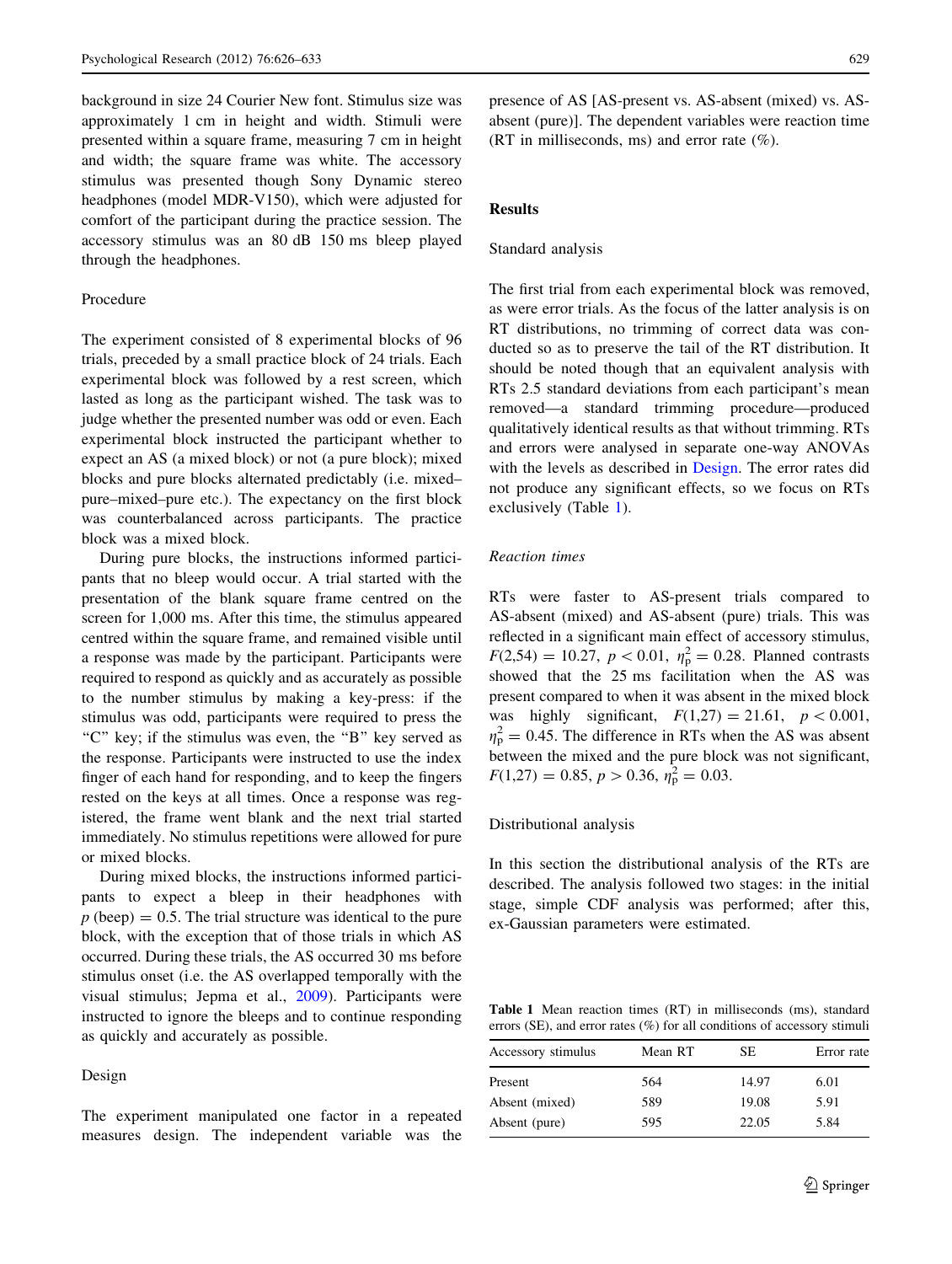background in size 24 Courier New font. Stimulus size was approximately 1 cm in height and width. Stimuli were presented within a square frame, measuring 7 cm in height and width; the square frame was white. The accessory stimulus was presented though Sony Dynamic stereo headphones (model MDR-V150), which were adjusted for comfort of the participant during the practice session. The accessory stimulus was an 80 dB 150 ms bleep played through the headphones.

### Procedure

The experiment consisted of 8 experimental blocks of 96 trials, preceded by a small practice block of 24 trials. Each experimental block was followed by a rest screen, which lasted as long as the participant wished. The task was to judge whether the presented number was odd or even. Each experimental block instructed the participant whether to expect an AS (a mixed block) or not (a pure block); mixed blocks and pure blocks alternated predictably (i.e. mixed–pure–mixed–pure etc.). The expectancy on the first block was counterbalanced across participants. The practice block was a mixed block.

During pure blocks, the instructions informed participants that no bleep would occur. A trial started with the presentation of the blank square frame centred on the screen for 1,000 ms. After this time, the stimulus appeared centred within the square frame, and remained visible until a response was made by the participant. Participants were required to respond as quickly and as accurately as possible to the number stimulus by making a key-press: if the stimulus was odd, participants were required to press the "C" key; if the stimulus was even, the "B" key served as the response. Participants were instructed to use the index finger of each hand for responding, and to keep the fingers rested on the keys at all times. Once a response was registered, the frame went blank and the next trial started immediately. No stimulus repetitions were allowed for pure or mixed blocks.

During mixed blocks, the instructions informed participants to expect a bleep in their headphones with $p$ (beep) = 0.5. The trial structure was identical to the pure block, with the exception that of those trials in which AS occurred. During these trials, the AS occurred 30 ms before stimulus onset (i.e. the AS overlapped temporally with the visual stimulus; Jepma et al., 2009). Participants were instructed to ignore the bleeps and to continue responding as quickly and accurately as possible.

### Design

The experiment manipulated one factor in a repeated measures design. The independent variable was the presence of AS [AS-present vs. AS-absent (mixed) vs. AS-absent (pure)]. The dependent variables were reaction time (RT in milliseconds, ms) and error rate (%).

## Results

### Standard analysis

The first trial from each experimental block was removed, as were error trials. As the focus of the latter analysis is on RT distributions, no trimming of correct data was conducted so as to preserve the tail of the RT distribution. It should be noted though that an equivalent analysis with RTs 2.5 standard deviations from each participant's mean removed—a standard trimming procedure—produced qualitatively identical results as that without trimming. RTs and errors were analysed in separate one-way ANOVAs with the levels as described in Design. The error rates did not produce any significant effects, so we focus on RTs exclusively (Table 1).

#### Reaction times

RTs were faster to AS-present trials compared to AS-absent (mixed) and AS-absent (pure) trials. This was reflected in a significant main effect of accessory stimulus, $F(2,54) = 10.27$, $p < 0.01$, $\eta_p^2 = 0.28$. Planned contrasts showed that the 25 ms facilitation when the AS was present compared to when it was absent in the mixed block was highly significant, $F(1,27) = 21.61$, $p < 0.001$, $\eta_p^2 = 0.45$. The difference in RTs when the AS was absent between the mixed and the pure block was not significant, $F(1,27) = 0.85$, $p > 0.36$, $\eta_p^2 = 0.03$.

### Distributional analysis

In this section the distributional analysis of the RTs are described. The analysis followed two stages: in the initial stage, simple CDF analysis was performed; after this, ex-Gaussian parameters were estimated.

**Table 1** Mean reaction times (RT) in milliseconds (ms), standard errors (SE), and error rates (%) for all conditions of accessory stimuli

| Accessory stimulus | Mean RT | SE | Error rate |
|---|---|---|---|
| Present | 564 | 14.97 | 6.01 |
| Absent (mixed) | 589 | 19.08 | 5.91 |
| Absent (pure) | 595 | 22.05 | 5.84 |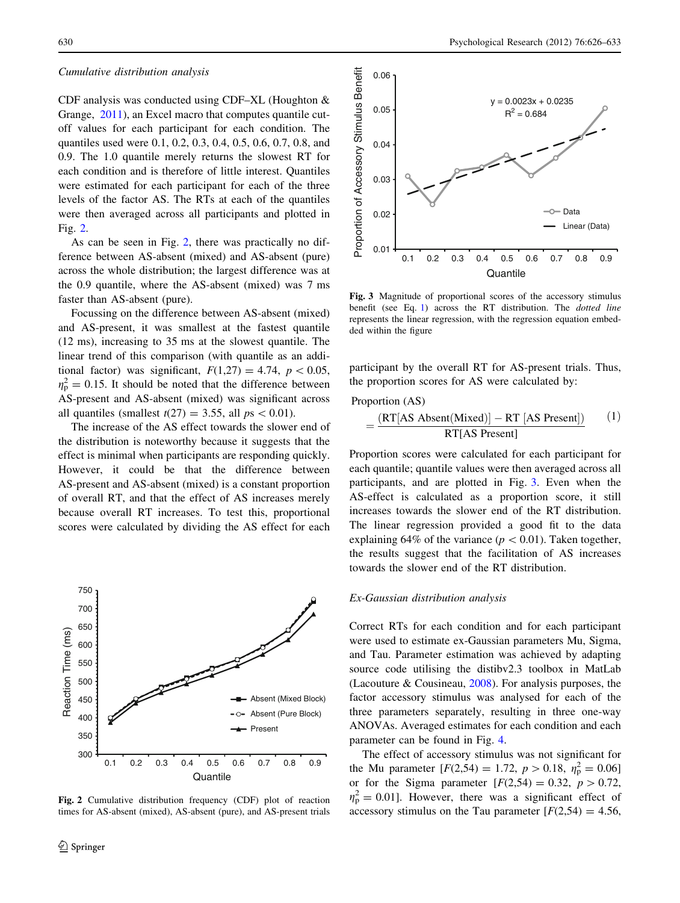### Cumulative distribution analysis

CDF analysis was conducted using CDF–XL (Houghton & Grange, 2011), an Excel macro that computes quantile cutoff values for each participant for each condition. The quantiles used were 0.1, 0.2, 0.3, 0.4, 0.5, 0.6, 0.7, 0.8, and 0.9. The 1.0 quantile merely returns the slowest RT for each condition and is therefore of little interest. Quantiles were estimated for each participant for each of the three levels of the factor AS. The RTs at each of the quantiles were then averaged across all participants and plotted in Fig. 2.

As can be seen in Fig. 2, there was practically no difference between AS-absent (mixed) and AS-absent (pure) across the whole distribution; the largest difference was at the 0.9 quantile, where the AS-absent (mixed) was 7 ms faster than AS-absent (pure).

Focussing on the difference between AS-absent (mixed) and AS-present, it was smallest at the fastest quantile (12 ms), increasing to 35 ms at the slowest quantile. The linear trend of this comparison (with quantile as an additional factor) was significant, $F(1,27) = 4.74$, $p < 0.05$, $\eta_p^2 = 0.15$. It should be noted that the difference between AS-present and AS-absent (mixed) was significant across all quantiles (smallest $t(27) = 3.55$, all $ps < 0.01$).

The increase of the AS effect towards the slower end of the distribution is noteworthy because it suggests that the effect is minimal when participants are responding quickly. However, it could be that the difference between AS-present and AS-absent (mixed) is a constant proportion of overall RT, and that the effect of AS increases merely because overall RT increases. To test this, proportional scores were calculated by dividing the AS effect for each participant by the overall RT for AS-present trials. Thus, the proportion scores for AS were calculated by:

$$\text{Proportion (AS)} = \frac{(\text{RT[AS Absent(Mixed)]} - \text{RT [AS Present]})}{\text{RT[AS Present]}} \quad (1)$$

Proportion scores were calculated for each participant for each quantile; quantile values were then averaged across all participants, and are plotted in Fig. 3. Even when the AS-effect is calculated as a proportion score, it still increases towards the slower end of the RT distribution. The linear regression provided a good fit to the data explaining 64% of the variance ($p < 0.01$). Taken together, the results suggest that the facilitation of AS increases towards the slower end of the RT distribution.

**Fig. 2** Cumulative distribution frequency (CDF) plot of reaction times for AS-absent (mixed), AS-absent (pure), and AS-present trials

**Fig. 3** Magnitude of proportional scores of the accessory stimulus benefit (see Eq. 1) across the RT distribution. The *dotted line* represents the linear regression, with the regression equation embedded within the figure

### Ex-Gaussian distribution analysis

Correct RTs for each condition and for each participant were used to estimate ex-Gaussian parameters Mu, Sigma, and Tau. Parameter estimation was achieved by adapting source code utilising the distibv2.3 toolbox in MatLab (Lacouture & Cousineau, 2008). For analysis purposes, the factor accessory stimulus was analysed for each of the three parameters separately, resulting in three one-way ANOVAs. Averaged estimates for each condition and each parameter can be found in Fig. 4.

The effect of accessory stimulus was not significant for the Mu parameter [$F(2,54) = 1.72$, $p > 0.18$, $\eta_p^2 = 0.06$] or for the Sigma parameter [$F(2,54) = 0.32$, $p > 0.72$, $\eta_p^2 = 0.01$]. However, there was a significant effect of accessory stimulus on the Tau parameter [$F(2,54) = 4.56$,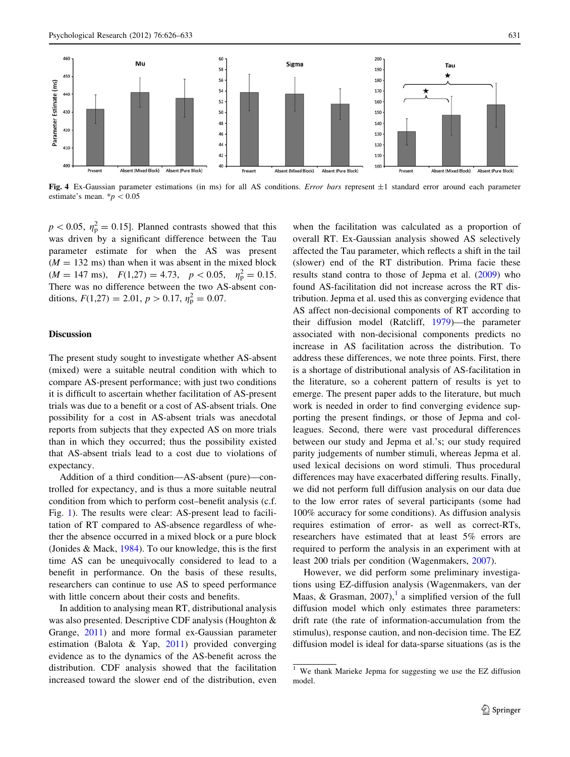Fig. 4 Ex-Gaussian parameter estimations (in ms) for all AS conditions. *Error bars* represent ±1 standard error around each parameter estimate's mean. *$p < 0.05$

$p < 0.05$, $\eta_p^2 = 0.15$]. Planned contrasts showed that this was driven by a significant difference between the Tau parameter estimate for when the AS was present ($M = 132$ ms) than when it was absent in the mixed block ($M = 147$ ms), $F(1,27) = 4.73$, $p < 0.05$, $\eta_p^2 = 0.15$. There was no difference between the two AS-absent conditions, $F(1,27) = 2.01$, $p > 0.17$, $\eta_p^2 = 0.07$.

## Discussion

The present study sought to investigate whether AS-absent (mixed) were a suitable neutral condition with which to compare AS-present performance; with just two conditions it is difficult to ascertain whether facilitation of AS-present trials was due to a benefit or a cost of AS-absent trials. One possibility for a cost in AS-absent trials was anecdotal reports from subjects that they expected AS on more trials than in which they occurred; thus the possibility existed that AS-absent trials lead to a cost due to violations of expectancy.

Addition of a third condition—AS-absent (pure)—controlled for expectancy, and is thus a more suitable neutral condition from which to perform cost–benefit analysis (c.f. Fig. 1). The results were clear: AS-present lead to facilitation of RT compared to AS-absence regardless of whether the absence occurred in a mixed block or a pure block (Jonides & Mack, 1984). To our knowledge, this is the first time AS can be unequivocally considered to lead to a benefit in performance. On the basis of these results, researchers can continue to use AS to speed performance with little concern about their costs and benefits.

In addition to analysing mean RT, distributional analysis was also presented. Descriptive CDF analysis (Houghton & Grange, 2011) and more formal ex-Gaussian parameter estimation (Balota & Yap, 2011) provided converging evidence as to the dynamics of the AS-benefit across the distribution. CDF analysis showed that the facilitation increased toward the slower end of the distribution, even when the facilitation was calculated as a proportion of overall RT. Ex-Gaussian analysis showed AS selectively affected the Tau parameter, which reflects a shift in the tail (slower) end of the RT distribution. Prima facie these results stand contra to those of Jepma et al. (2009) who found AS-facilitation did not increase across the RT distribution. Jepma et al. used this as converging evidence that AS affect non-decisional components of RT according to their diffusion model (Ratcliff, 1979)—the parameter associated with non-decisional components predicts no increase in AS facilitation across the distribution. To address these differences, we note three points. First, there is a shortage of distributional analysis of AS-facilitation in the literature, so a coherent pattern of results is yet to emerge. The present paper adds to the literature, but much work is needed in order to find converging evidence supporting the present findings, or those of Jepma and colleagues. Second, there were vast procedural differences between our study and Jepma et al.'s; our study required parity judgements of number stimuli, whereas Jepma et al. used lexical decisions on word stimuli. Thus procedural differences may have exacerbated differing results. Finally, we did not perform full diffusion analysis on our data due to the low error rates of several participants (some had 100% accuracy for some conditions). As diffusion analysis requires estimation of error- as well as correct-RTs, researchers have estimated that at least 5% errors are required to perform the analysis in an experiment with at least 200 trials per condition (Wagenmakers, 2007).

However, we did perform some preliminary investigations using EZ-diffusion analysis (Wagenmakers, van der Maas, & Grasman, 2007),[1] a simplified version of the full diffusion model which only estimates three parameters: drift rate (the rate of information-accumulation from the stimulus), response caution, and non-decision time. The EZ diffusion model is ideal for data-sparse situations (as is the

[1] We thank Marieke Jepma for suggesting we use the EZ diffusion model.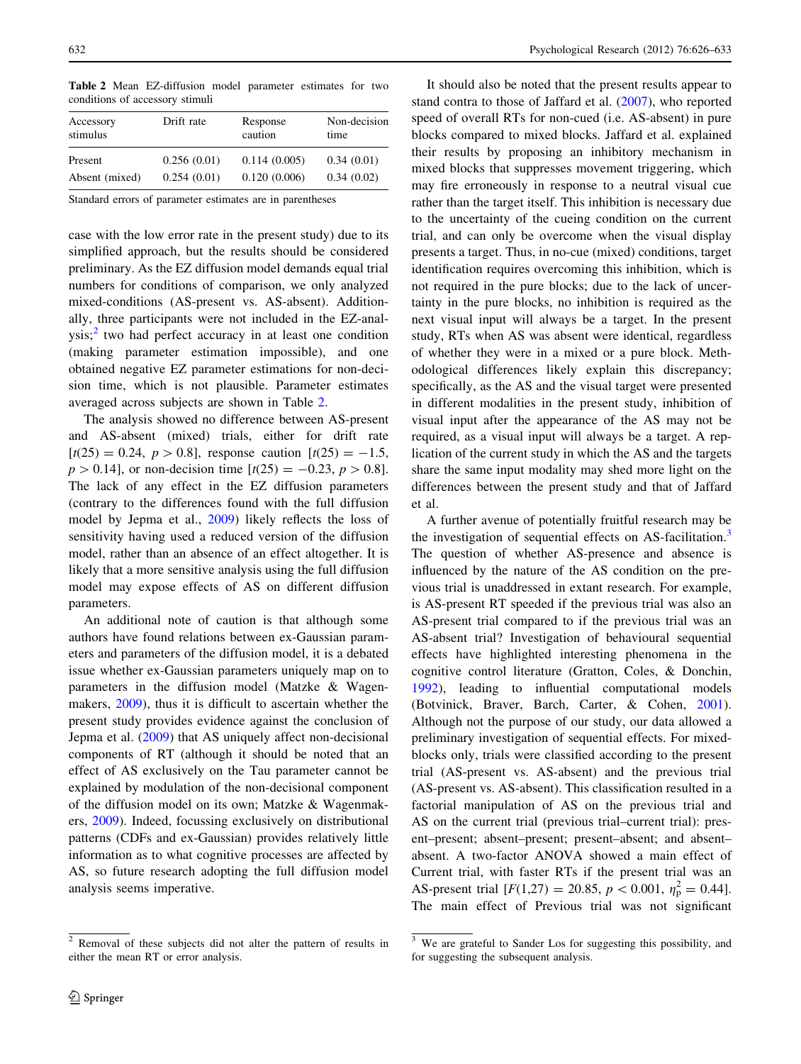**Table 2** Mean EZ-diffusion model parameter estimates for two conditions of accessory stimuli

| Accessory stimulus | Drift rate | Response caution | Non-decision time |
|---|---|---|---|
| Present | 0.256 (0.01) | 0.114 (0.005) | 0.34 (0.01) |
| Absent (mixed) | 0.254 (0.01) | 0.120 (0.006) | 0.34 (0.02) |

Standard errors of parameter estimates are in parentheses

case with the low error rate in the present study) due to its simplified approach, but the results should be considered preliminary. As the EZ diffusion model demands equal trial numbers for conditions of comparison, we only analyzed mixed-conditions (AS-present vs. AS-absent). Additionally, three participants were not included in the EZ-analysis;[2] two had perfect accuracy in at least one condition (making parameter estimation impossible), and one obtained negative EZ parameter estimations for non-decision time, which is not plausible. Parameter estimates averaged across subjects are shown in Table 2.

The analysis showed no difference between AS-present and AS-absent (mixed) trials, either for drift rate [$t(25) = 0.24$, $p > 0.8$], response caution [$t(25) = -1.5$, $p > 0.14$], or non-decision time [$t(25) = -0.23$, $p > 0.8$]. The lack of any effect in the EZ diffusion parameters (contrary to the differences found with the full diffusion model by Jepma et al., 2009) likely reflects the loss of sensitivity having used a reduced version of the diffusion model, rather than an absence of an effect altogether. It is likely that a more sensitive analysis using the full diffusion model may expose effects of AS on different diffusion parameters.

An additional note of caution is that although some authors have found relations between ex-Gaussian parameters and parameters of the diffusion model, it is a debated issue whether ex-Gaussian parameters uniquely map on to parameters in the diffusion model (Matzke & Wagenmakers, 2009), thus it is difficult to ascertain whether the present study provides evidence against the conclusion of Jepma et al. (2009) that AS uniquely affect non-decisional components of RT (although it should be noted that an effect of AS exclusively on the Tau parameter cannot be explained by modulation of the non-decisional component of the diffusion model on its own; Matzke & Wagenmakers, 2009). Indeed, focussing exclusively on distributional patterns (CDFs and ex-Gaussian) provides relatively little information as to what cognitive processes are affected by AS, so future research adopting the full diffusion model analysis seems imperative.

It should also be noted that the present results appear to stand contra to those of Jaffard et al. (2007), who reported speed of overall RTs for non-cued (i.e. AS-absent) in pure blocks compared to mixed blocks. Jaffard et al. explained their results by proposing an inhibitory mechanism in mixed blocks that suppresses movement triggering, which may fire erroneously in response to a neutral visual cue rather than the target itself. This inhibition is necessary due to the uncertainty of the cueing condition on the current trial, and can only be overcome when the visual display presents a target. Thus, in no-cue (mixed) conditions, target identification requires overcoming this inhibition, which is not required in the pure blocks; due to the lack of uncertainty in the pure blocks, no inhibition is required as the next visual input will always be a target. In the present study, RTs when AS was absent were identical, regardless of whether they were in a mixed or a pure block. Methodological differences likely explain this discrepancy; specifically, as the AS and the visual target were presented in different modalities in the present study, inhibition of visual input after the appearance of the AS may not be required, as a visual input will always be a target. A replication of the current study in which the AS and the targets share the same input modality may shed more light on the differences between the present study and that of Jaffard et al.

A further avenue of potentially fruitful research may be the investigation of sequential effects on AS-facilitation.[3] The question of whether AS-presence and absence is influenced by the nature of the AS condition on the previous trial is unaddressed in extant research. For example, is AS-present RT speeded if the previous trial was also an AS-present trial compared to if the previous trial was an AS-absent trial? Investigation of behavioural sequential effects have highlighted interesting phenomena in the cognitive control literature (Gratton, Coles, & Donchin, 1992), leading to influential computational models (Botvinick, Braver, Barch, Carter, & Cohen, 2001). Although not the purpose of our study, our data allowed a preliminary investigation of sequential effects. For mixed-blocks only, trials were classified according to the present trial (AS-present vs. AS-absent) and the previous trial (AS-present vs. AS-absent). This classification resulted in a factorial manipulation of AS on the previous trial and AS on the current trial (previous trial–current trial): present–present; absent–present; present–absent; and absent–absent. A two-factor ANOVA showed a main effect of Current trial, with faster RTs if the present trial was an AS-present trial [$F(1,27) = 20.85$, $p < 0.001$, $\eta_p^2 = 0.44$]. The main effect of Previous trial was not significant

[2] Removal of these subjects did not alter the pattern of results in either the mean RT or error analysis.

[3] We are grateful to Sander Los for suggesting this possibility, and for suggesting the subsequent analysis.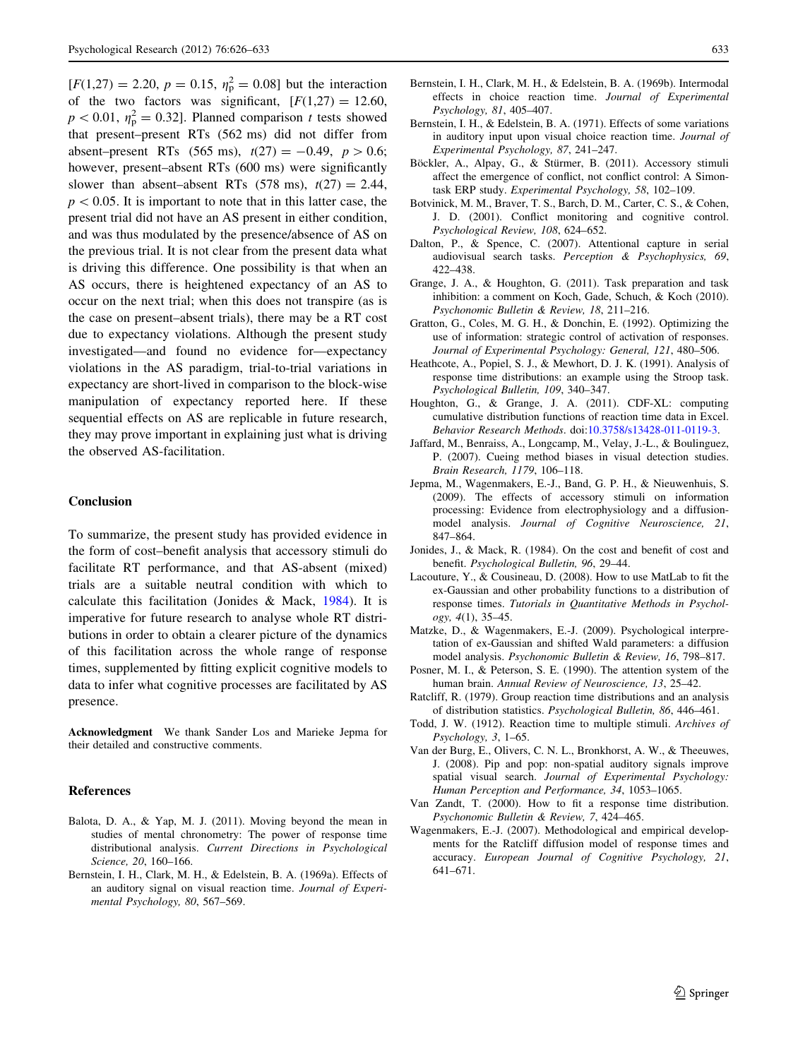[$F(1,27) = 2.20$, $p = 0.15$, $\eta_p^2 = 0.08$] but the interaction of the two factors was significant, [$F(1,27) = 12.60$, $p < 0.01$, $\eta_p^2 = 0.32$]. Planned comparison $t$ tests showed that present–present RTs (562 ms) did not differ from absent–present RTs (565 ms), $t(27) = -0.49$, $p > 0.6$; however, present–absent RTs (600 ms) were significantly slower than absent–absent RTs (578 ms), $t(27) = 2.44$, $p < 0.05$. It is important to note that in this latter case, the present trial did not have an AS present in either condition, and was thus modulated by the presence/absence of AS on the previous trial. It is not clear from the present data what is driving this difference. One possibility is that when an AS occurs, there is heightened expectancy of an AS to occur on the next trial; when this does not transpire (as is the case on present–absent trials), there may be a RT cost due to expectancy violations. Although the present study investigated—and found no evidence for—expectancy violations in the AS paradigm, trial-to-trial variations in expectancy are short-lived in comparison to the block-wise manipulation of expectancy reported here. If these sequential effects on AS are replicable in future research, they may prove important in explaining just what is driving the observed AS-facilitation.

## Conclusion

To summarize, the present study has provided evidence in the form of cost–benefit analysis that accessory stimuli do facilitate RT performance, and that AS-absent (mixed) trials are a suitable neutral condition with which to calculate this facilitation (Jonides & Mack, 1984). It is imperative for future research to analyse whole RT distributions in order to obtain a clearer picture of the dynamics of this facilitation across the whole range of response times, supplemented by fitting explicit cognitive models to data to infer what cognitive processes are facilitated by AS presence.

**Acknowledgment** We thank Sander Los and Marieke Jepma for their detailed and constructive comments.

## References

Balota, D. A., & Yap, M. J. (2011). Moving beyond the mean in studies of mental chronometry: The power of response time distributional analysis. *Current Directions in Psychological Science, 20*, 160–166.

Bernstein, I. H., Clark, M. H., & Edelstein, B. A. (1969a). Effects of an auditory signal on visual reaction time. *Journal of Experimental Psychology, 80*, 567–569.

Bernstein, I. H., Clark, M. H., & Edelstein, B. A. (1969b). Intermodal effects in choice reaction time. *Journal of Experimental Psychology, 81*, 405–407.

Bernstein, I. H., & Edelstein, B. A. (1971). Effects of some variations in auditory input upon visual choice reaction time. *Journal of Experimental Psychology, 87*, 241–247.

Böckler, A., Alpay, G., & Stürmer, B. (2011). Accessory stimuli affect the emergence of conflict, not conflict control: A Simon-task ERP study. *Experimental Psychology, 58*, 102–109.

Botvinick, M. M., Braver, T. S., Barch, D. M., Carter, C. S., & Cohen, J. D. (2001). Conflict monitoring and cognitive control. *Psychological Review, 108*, 624–652.

Dalton, P., & Spence, C. (2007). Attentional capture in serial audiovisual search tasks. *Perception & Psychophysics, 69*, 422–438.

Grange, J. A., & Houghton, G. (2011). Task preparation and task inhibition: a comment on Koch, Gade, Schuch, & Koch (2010). *Psychonomic Bulletin & Review, 18*, 211–216.

Gratton, G., Coles, M. G. H., & Donchin, E. (1992). Optimizing the use of information: strategic control of activation of responses. *Journal of Experimental Psychology: General, 121*, 480–506.

Heathcote, A., Popiel, S. J., & Mewhort, D. J. K. (1991). Analysis of response time distributions: an example using the Stroop task. *Psychological Bulletin, 109*, 340–347.

Houghton, G., & Grange, J. A. (2011). CDF-XL: computing cumulative distribution functions of reaction time data in Excel. *Behavior Research Methods*. doi:10.3758/s13428-011-0119-3.

Jaffard, M., Benraiss, A., Longcamp, M., Velay, J.-L., & Boulinguez, P. (2007). Cueing method biases in visual detection studies. *Brain Research, 1179*, 106–118.

Jepma, M., Wagenmakers, E.-J., Band, G. P. H., & Nieuwenhuis, S. (2009). The effects of accessory stimuli on information processing: Evidence from electrophysiology and a diffusion-model analysis. *Journal of Cognitive Neuroscience, 21*, 847–864.

Jonides, J., & Mack, R. (1984). On the cost and benefit of cost and benefit. *Psychological Bulletin, 96*, 29–44.

Lacouture, Y., & Cousineau, D. (2008). How to use MatLab to fit the ex-Gaussian and other probability functions to a distribution of response times. *Tutorials in Quantitative Methods in Psychology, 4*(1), 35–45.

Matzke, D., & Wagenmakers, E.-J. (2009). Psychological interpretation of ex-Gaussian and shifted Wald parameters: a diffusion model analysis. *Psychonomic Bulletin & Review, 16*, 798–817.

Posner, M. I., & Peterson, S. E. (1990). The attention system of the human brain. *Annual Review of Neuroscience, 13*, 25–42.

Ratcliff, R. (1979). Group reaction time distributions and an analysis of distribution statistics. *Psychological Bulletin, 86*, 446–461.

Todd, J. W. (1912). Reaction time to multiple stimuli. *Archives of Psychology, 3*, 1–65.

Van der Burg, E., Olivers, C. N. L., Bronkhorst, A. W., & Theeuwes, J. (2008). Pip and pop: non-spatial auditory signals improve spatial visual search. *Journal of Experimental Psychology: Human Perception and Performance, 34*, 1053–1065.

Van Zandt, T. (2000). How to fit a response time distribution. *Psychonomic Bulletin & Review, 7*, 424–465.

Wagenmakers, E.-J. (2007). Methodological and empirical developments for the Ratcliff diffusion model of response times and accuracy. *European Journal of Cognitive Psychology, 21*, 641–671.